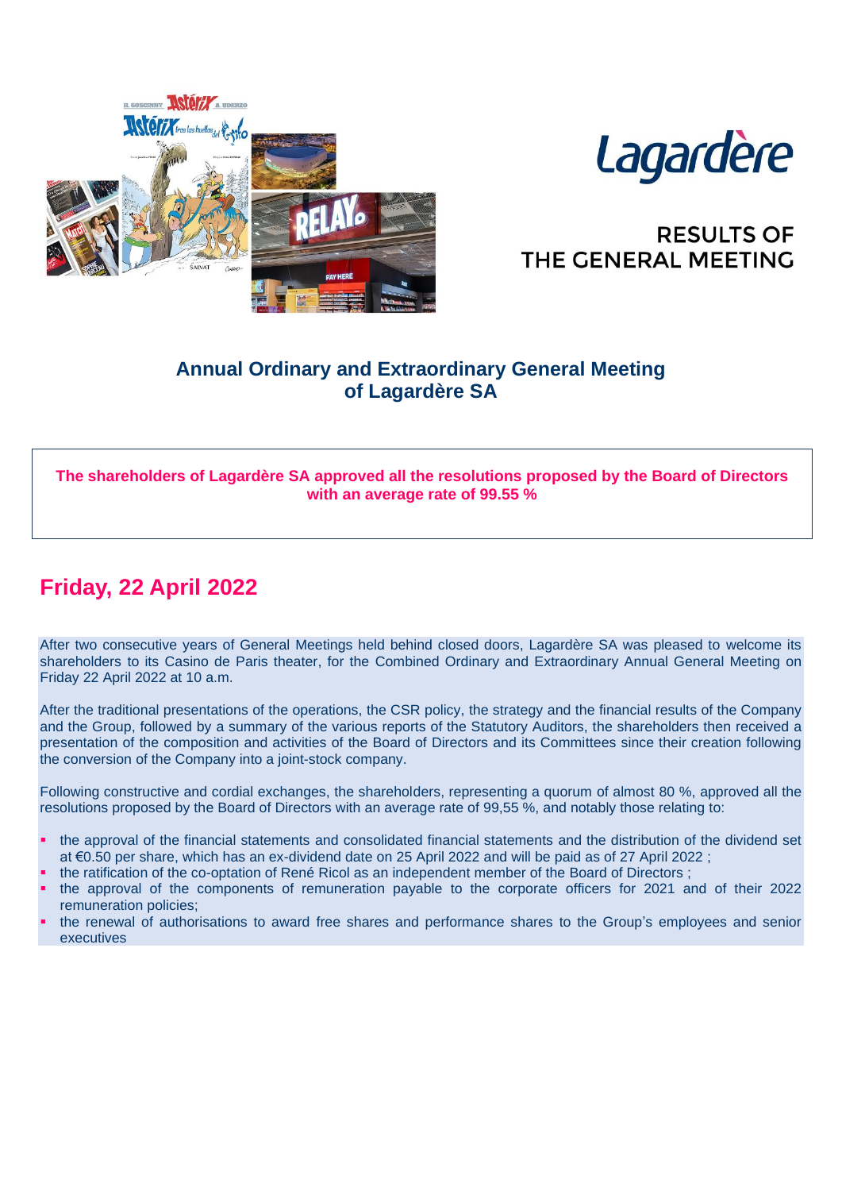Lagardère

# RESULTS OF THE GENERAL MEETING

## Annual Ordinary and Extraordinary General Meeting of Lagardère SA

**The shareholders of Lagardère SA approved all the resolutions proposed by the Board of Directors with an average rate of 99.55 %**

## Friday, 22 April 2022

After two consecutive years of General Meetings held behind closed doors, Lagardère SA was pleased to welcome its shareholders to its Casino de Paris theater, for the Combined Ordinary and Extraordinary Annual General Meeting on Friday 22 April 2022 at 10 a.m.

After the traditional presentations of the operations, the CSR policy, the strategy and the financial results of the Company and the Group, followed by a summary of the various reports of the Statutory Auditors, the shareholders then received a presentation of the composition and activities of the Board of Directors and its Committees since their creation following the conversion of the Company into a joint-stock company.

Following constructive and cordial exchanges, the shareholders, representing a quorum of almost 80 %, approved all the resolutions proposed by the Board of Directors with an average rate of 99,55 %, and notably those relating to:

- the approval of the financial statements and consolidated financial statements and the distribution of the dividend set at €0.50 per share, which has an ex-dividend date on 25 April 2022 and will be paid as of 27 April 2022 ;
- the ratification of the co-optation of René Ricol as an independent member of the Board of Directors ;
- the approval of the components of remuneration payable to the corporate officers for 2021 and of their 2022 remuneration policies;
- the renewal of authorisations to award free shares and performance shares to the Group's employees and senior executives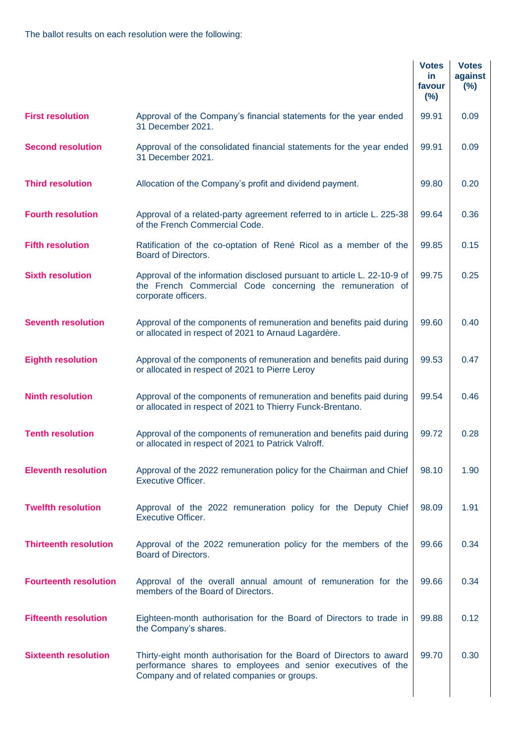The ballot results on each resolution were the following:

| | | Votes in favour (%) | Votes against (%) |
|---|---|---|---|
| **First resolution** | Approval of the Company's financial statements for the year ended 31 December 2021. | 99.91 | 0.09 |
| **Second resolution** | Approval of the consolidated financial statements for the year ended 31 December 2021. | 99.91 | 0.09 |
| **Third resolution** | Allocation of the Company's profit and dividend payment. | 99.80 | 0.20 |
| **Fourth resolution** | Approval of a related-party agreement referred to in article L. 225-38 of the French Commercial Code. | 99.64 | 0.36 |
| **Fifth resolution** | Ratification of the co-optation of René Ricol as a member of the Board of Directors. | 99.85 | 0.15 |
| **Sixth resolution** | Approval of the information disclosed pursuant to article L. 22-10-9 of the French Commercial Code concerning the remuneration of corporate officers. | 99.75 | 0.25 |
| **Seventh resolution** | Approval of the components of remuneration and benefits paid during or allocated in respect of 2021 to Arnaud Lagardère. | 99.60 | 0.40 |
| **Eighth resolution** | Approval of the components of remuneration and benefits paid during or allocated in respect of 2021 to Pierre Leroy | 99.53 | 0.47 |
| **Ninth resolution** | Approval of the components of remuneration and benefits paid during or allocated in respect of 2021 to Thierry Funck-Brentano. | 99.54 | 0.46 |
| **Tenth resolution** | Approval of the components of remuneration and benefits paid during or allocated in respect of 2021 to Patrick Valroff. | 99.72 | 0.28 |
| **Eleventh resolution** | Approval of the 2022 remuneration policy for the Chairman and Chief Executive Officer. | 98.10 | 1.90 |
| **Twelfth resolution** | Approval of the 2022 remuneration policy for the Deputy Chief Executive Officer. | 98.09 | 1.91 |
| **Thirteenth resolution** | Approval of the 2022 remuneration policy for the members of the Board of Directors. | 99.66 | 0.34 |
| **Fourteenth resolution** | Approval of the overall annual amount of remuneration for the members of the Board of Directors. | 99.66 | 0.34 |
| **Fifteenth resolution** | Eighteen-month authorisation for the Board of Directors to trade in the Company's shares. | 99.88 | 0.12 |
| **Sixteenth resolution** | Thirty-eight month authorisation for the Board of Directors to award performance shares to employees and senior executives of the Company and of related companies or groups. | 99.70 | 0.30 |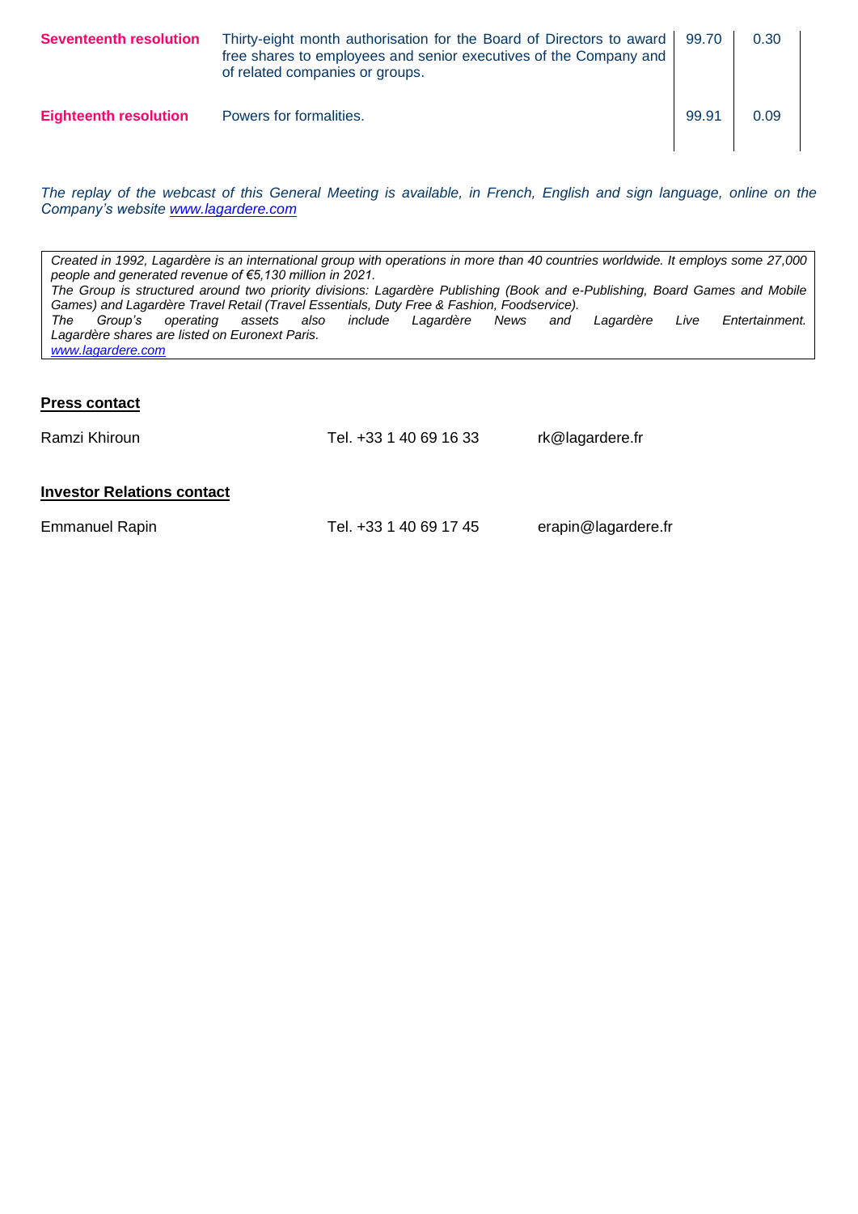| | | | |
|---|---|---|---|
| **Seventeenth resolution** | Thirty-eight month authorisation for the Board of Directors to award free shares to employees and senior executives of the Company and of related companies or groups. | 99.70 | 0.30 |
| **Eighteenth resolution** | Powers for formalities. | 99.91 | 0.09 |

*The replay of the webcast of this General Meeting is available, in French, English and sign language, online on the Company's website [www.lagardere.com](http://www.lagardere.com)*

*Created in 1992, Lagardère is an international group with operations in more than 40 countries worldwide. It employs some 27,000 people and generated revenue of €5,130 million in 2021.*
*The Group is structured around two priority divisions: Lagardère Publishing (Book and e-Publishing, Board Games and Mobile Games) and Lagardère Travel Retail (Travel Essentials, Duty Free & Fashion, Foodservice).*
*The Group's operating assets also include Lagardère News and Lagardère Live Entertainment.*
*Lagardère shares are listed on Euronext Paris.*
*[www.lagardere.com](http://www.lagardere.com)*

**Press contact**

| | | |
|---|---|---|
| Ramzi Khiroun | Tel. +33 1 40 69 16 33 | rk@lagardere.fr |

**Investor Relations contact**

| | | |
|---|---|---|
| Emmanuel Rapin | Tel. +33 1 40 69 17 45 | erapin@lagardere.fr |